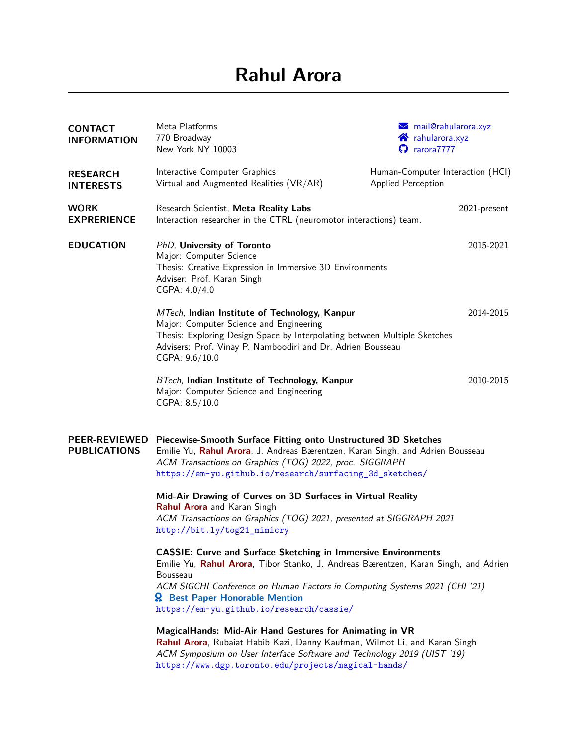# Rahul Arora

## CONTACT INFORMATION

Meta Platforms
770 Broadway
New York NY 10003

mail@rahularora.xyz
rahularora.xyz
rarora7777

## RESEARCH INTERESTS

Interactive Computer Graphics
Virtual and Augmented Realities (VR/AR)
Human-Computer Interaction (HCI)
Applied Perception

## WORK EXPREIENCE

Research Scientist, **Meta Reality Labs** — 2021-present
Interaction researcher in the CTRL (neuromotor interactions) team.

## EDUCATION

*PhD,* **University of Toronto** — 2015-2021
Major: Computer Science
Thesis: Creative Expression in Immersive 3D Environments
Adviser: Prof. Karan Singh
CGPA: 4.0/4.0

*MTech,* **Indian Institute of Technology, Kanpur** — 2014-2015
Major: Computer Science and Engineering
Thesis: Exploring Design Space by Interpolating between Multiple Sketches
Advisers: Prof. Vinay P. Namboodiri and Dr. Adrien Bousseau
CGPA: 9.6/10.0

*BTech,* **Indian Institute of Technology, Kanpur** — 2010-2015
Major: Computer Science and Engineering
CGPA: 8.5/10.0

## PEER-REVIEWED PUBLICATIONS

**Piecewise-Smooth Surface Fitting onto Unstructured 3D Sketches**
Emilie Yu, **Rahul Arora**, J. Andreas Bærentzen, Karan Singh, and Adrien Bousseau
*ACM Transactions on Graphics (TOG) 2022, proc. SIGGRAPH*
https://em-yu.github.io/research/surfacing_3d_sketches/

**Mid-Air Drawing of Curves on 3D Surfaces in Virtual Reality**
**Rahul Arora** and Karan Singh
*ACM Transactions on Graphics (TOG) 2021, presented at SIGGRAPH 2021*
http://bit.ly/tog21_mimicry

**CASSIE: Curve and Surface Sketching in Immersive Environments**
Emilie Yu, **Rahul Arora**, Tibor Stanko, J. Andreas Bærentzen, Karan Singh, and Adrien Bousseau
*ACM SIGCHI Conference on Human Factors in Computing Systems 2021 (CHI '21)*
**Best Paper Honorable Mention**
https://em-yu.github.io/research/cassie/

**MagicalHands: Mid-Air Hand Gestures for Animating in VR**
**Rahul Arora**, Rubaiat Habib Kazi, Danny Kaufman, Wilmot Li, and Karan Singh
*ACM Symposium on User Interface Software and Technology 2019 (UIST '19)*
https://www.dgp.toronto.edu/projects/magical-hands/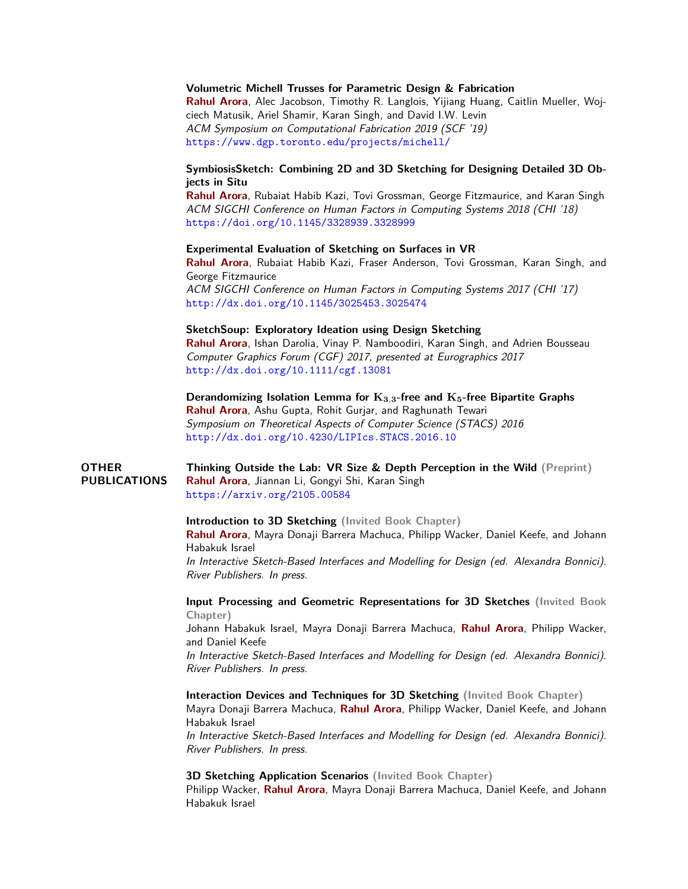**Volumetric Michell Trusses for Parametric Design & Fabrication**
**Rahul Arora**, Alec Jacobson, Timothy R. Langlois, Yijiang Huang, Caitlin Mueller, Wojciech Matusik, Ariel Shamir, Karan Singh, and David I.W. Levin
*ACM Symposium on Computational Fabrication 2019 (SCF '19)*
https://www.dgp.toronto.edu/projects/michell/

**SymbiosisSketch: Combining 2D and 3D Sketching for Designing Detailed 3D Objects in Situ**
**Rahul Arora**, Rubaiat Habib Kazi, Tovi Grossman, George Fitzmaurice, and Karan Singh
*ACM SIGCHI Conference on Human Factors in Computing Systems 2018 (CHI '18)*
https://doi.org/10.1145/3328939.3328999

**Experimental Evaluation of Sketching on Surfaces in VR**
**Rahul Arora**, Rubaiat Habib Kazi, Fraser Anderson, Tovi Grossman, Karan Singh, and George Fitzmaurice
*ACM SIGCHI Conference on Human Factors in Computing Systems 2017 (CHI '17)*
http://dx.doi.org/10.1145/3025453.3025474

**SketchSoup: Exploratory Ideation using Design Sketching**
**Rahul Arora**, Ishan Darolia, Vinay P. Namboodiri, Karan Singh, and Adrien Bousseau
*Computer Graphics Forum (CGF) 2017, presented at Eurographics 2017*
http://dx.doi.org/10.1111/cgf.13081

**Derandomizing Isolation Lemma for $K_{3,3}$-free and $K_5$-free Bipartite Graphs**
**Rahul Arora**, Ashu Gupta, Rohit Gurjar, and Raghunath Tewari
*Symposium on Theoretical Aspects of Computer Science (STACS) 2016*
http://dx.doi.org/10.4230/LIPIcs.STACS.2016.10

## OTHER PUBLICATIONS

**Thinking Outside the Lab: VR Size & Depth Perception in the Wild** **(Preprint)**
**Rahul Arora**, Jiannan Li, Gongyi Shi, Karan Singh
https://arxiv.org/2105.00584

**Introduction to 3D Sketching** **(Invited Book Chapter)**
**Rahul Arora**, Mayra Donaji Barrera Machuca, Philipp Wacker, Daniel Keefe, and Johann Habakuk Israel
*In Interactive Sketch-Based Interfaces and Modelling for Design (ed. Alexandra Bonnici). River Publishers. In press.*

**Input Processing and Geometric Representations for 3D Sketches** **(Invited Book Chapter)**
Johann Habakuk Israel, Mayra Donaji Barrera Machuca, **Rahul Arora**, Philipp Wacker, and Daniel Keefe
*In Interactive Sketch-Based Interfaces and Modelling for Design (ed. Alexandra Bonnici). River Publishers. In press.*

**Interaction Devices and Techniques for 3D Sketching** **(Invited Book Chapter)**
Mayra Donaji Barrera Machuca, **Rahul Arora**, Philipp Wacker, Daniel Keefe, and Johann Habakuk Israel
*In Interactive Sketch-Based Interfaces and Modelling for Design (ed. Alexandra Bonnici). River Publishers. In press.*

**3D Sketching Application Scenarios** **(Invited Book Chapter)**
Philipp Wacker, **Rahul Arora**, Mayra Donaji Barrera Machuca, Daniel Keefe, and Johann Habakuk Israel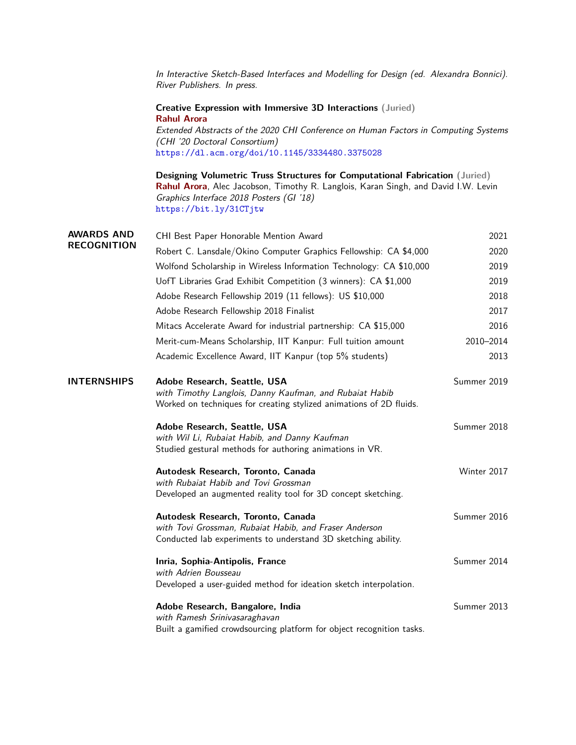*In Interactive Sketch-Based Interfaces and Modelling for Design (ed. Alexandra Bonnici). River Publishers. In press.*

**Creative Expression with Immersive 3D Interactions** (Juried)
**Rahul Arora**
*Extended Abstracts of the 2020 CHI Conference on Human Factors in Computing Systems (CHI '20 Doctoral Consortium)*
https://dl.acm.org/doi/10.1145/3334480.3375028

**Designing Volumetric Truss Structures for Computational Fabrication** (Juried)
**Rahul Arora**, Alec Jacobson, Timothy R. Langlois, Karan Singh, and David I.W. Levin
*Graphics Interface 2018 Posters (GI '18)*
https://bit.ly/31CTjtw

## AWARDS AND RECOGNITION

| Award | Year |
|---|---|
| CHI Best Paper Honorable Mention Award | 2021 |
| Robert C. Lansdale/Okino Computer Graphics Fellowship: CA $4,000 | 2020 |
| Wolfond Scholarship in Wireless Information Technology: CA $10,000 | 2019 |
| UofT Libraries Grad Exhibit Competition (3 winners): CA $1,000 | 2019 |
| Adobe Research Fellowship 2019 (11 fellows): US $10,000 | 2018 |
| Adobe Research Fellowship 2018 Finalist | 2017 |
| Mitacs Accelerate Award for industrial partnership: CA $15,000 | 2016 |
| Merit-cum-Means Scholarship, IIT Kanpur: Full tuition amount | 2010–2014 |
| Academic Excellence Award, IIT Kanpur (top 5% students) | 2013 |

## INTERNSHIPS

**Adobe Research, Seattle, USA** — Summer 2019
*with Timothy Langlois, Danny Kaufman, and Rubaiat Habib*
Worked on techniques for creating stylized animations of 2D fluids.

**Adobe Research, Seattle, USA** — Summer 2018
*with Wil Li, Rubaiat Habib, and Danny Kaufman*
Studied gestural methods for authoring animations in VR.

**Autodesk Research, Toronto, Canada** — Winter 2017
*with Rubaiat Habib and Tovi Grossman*
Developed an augmented reality tool for 3D concept sketching.

**Autodesk Research, Toronto, Canada** — Summer 2016
*with Tovi Grossman, Rubaiat Habib, and Fraser Anderson*
Conducted lab experiments to understand 3D sketching ability.

**Inria, Sophia-Antipolis, France** — Summer 2014
*with Adrien Bousseau*
Developed a user-guided method for ideation sketch interpolation.

**Adobe Research, Bangalore, India** — Summer 2013
*with Ramesh Srinivasaraghavan*
Built a gamified crowdsourcing platform for object recognition tasks.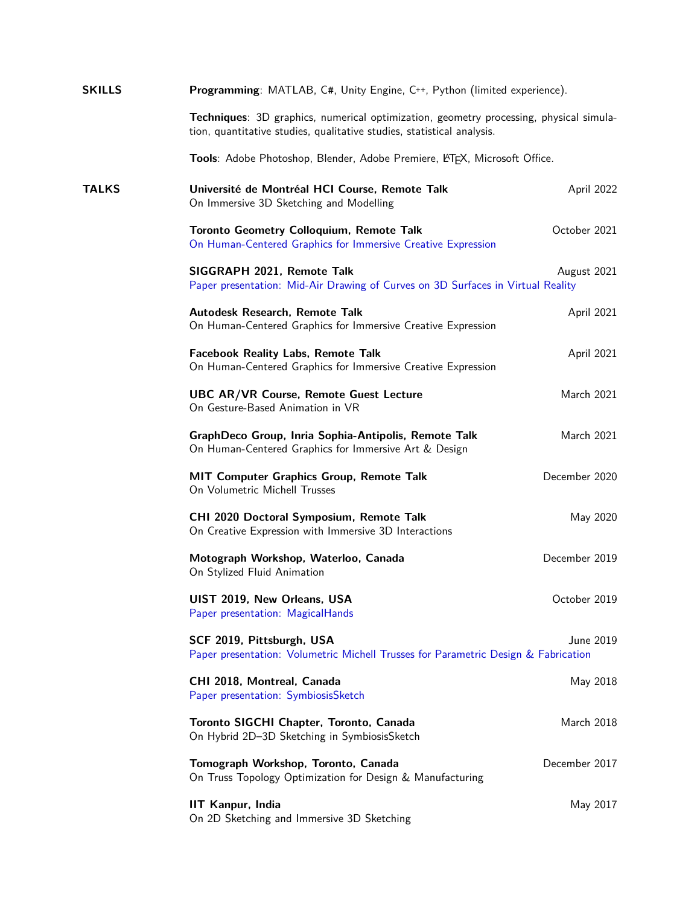## SKILLS

**Programming**: MATLAB, C#, Unity Engine, C++, Python (limited experience).

**Techniques**: 3D graphics, numerical optimization, geometry processing, physical simulation, quantitative studies, qualitative studies, statistical analysis.

**Tools**: Adobe Photoshop, Blender, Adobe Premiere, LaTeX, Microsoft Office.

## TALKS

**Université de Montréal HCI Course, Remote Talk** — April 2022
On Immersive 3D Sketching and Modelling

**Toronto Geometry Colloquium, Remote Talk** — October 2021
On Human-Centered Graphics for Immersive Creative Expression

**SIGGRAPH 2021, Remote Talk** — August 2021
Paper presentation: Mid-Air Drawing of Curves on 3D Surfaces in Virtual Reality

**Autodesk Research, Remote Talk** — April 2021
On Human-Centered Graphics for Immersive Creative Expression

**Facebook Reality Labs, Remote Talk** — April 2021
On Human-Centered Graphics for Immersive Creative Expression

**UBC AR/VR Course, Remote Guest Lecture** — March 2021
On Gesture-Based Animation in VR

**GraphDeco Group, Inria Sophia-Antipolis, Remote Talk** — March 2021
On Human-Centered Graphics for Immersive Art & Design

**MIT Computer Graphics Group, Remote Talk** — December 2020
On Volumetric Michell Trusses

**CHI 2020 Doctoral Symposium, Remote Talk** — May 2020
On Creative Expression with Immersive 3D Interactions

**Motograph Workshop, Waterloo, Canada** — December 2019
On Stylized Fluid Animation

**UIST 2019, New Orleans, USA** — October 2019
Paper presentation: MagicalHands

**SCF 2019, Pittsburgh, USA** — June 2019
Paper presentation: Volumetric Michell Trusses for Parametric Design & Fabrication

**CHI 2018, Montreal, Canada** — May 2018
Paper presentation: SymbiosisSketch

**Toronto SIGCHI Chapter, Toronto, Canada** — March 2018
On Hybrid 2D–3D Sketching in SymbiosisSketch

**Tomograph Workshop, Toronto, Canada** — December 2017
On Truss Topology Optimization for Design & Manufacturing

**IIT Kanpur, India** — May 2017
On 2D Sketching and Immersive 3D Sketching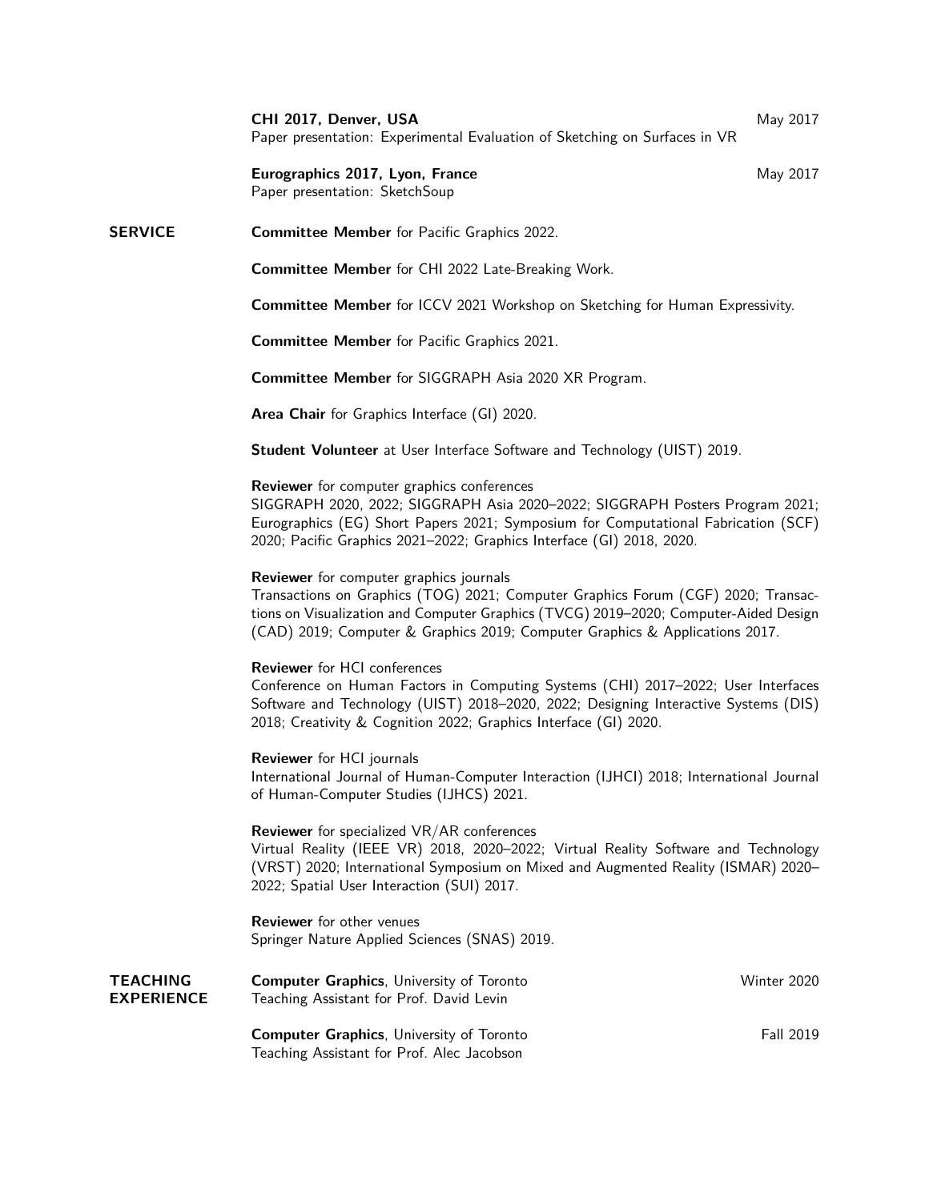**CHI 2017, Denver, USA** May 2017
Paper presentation: Experimental Evaluation of Sketching on Surfaces in VR

**Eurographics 2017, Lyon, France** May 2017
Paper presentation: SketchSoup

## SERVICE

**Committee Member** for Pacific Graphics 2022.

**Committee Member** for CHI 2022 Late-Breaking Work.

**Committee Member** for ICCV 2021 Workshop on Sketching for Human Expressivity.

**Committee Member** for Pacific Graphics 2021.

**Committee Member** for SIGGRAPH Asia 2020 XR Program.

**Area Chair** for Graphics Interface (GI) 2020.

**Student Volunteer** at User Interface Software and Technology (UIST) 2019.

**Reviewer** for computer graphics conferences
SIGGRAPH 2020, 2022; SIGGRAPH Asia 2020–2022; SIGGRAPH Posters Program 2021; Eurographics (EG) Short Papers 2021; Symposium for Computational Fabrication (SCF) 2020; Pacific Graphics 2021–2022; Graphics Interface (GI) 2018, 2020.

**Reviewer** for computer graphics journals
Transactions on Graphics (TOG) 2021; Computer Graphics Forum (CGF) 2020; Transactions on Visualization and Computer Graphics (TVCG) 2019–2020; Computer-Aided Design (CAD) 2019; Computer & Graphics 2019; Computer Graphics & Applications 2017.

**Reviewer** for HCI conferences
Conference on Human Factors in Computing Systems (CHI) 2017–2022; User Interfaces Software and Technology (UIST) 2018–2020, 2022; Designing Interactive Systems (DIS) 2018; Creativity & Cognition 2022; Graphics Interface (GI) 2020.

**Reviewer** for HCI journals
International Journal of Human-Computer Interaction (IJHCI) 2018; International Journal of Human-Computer Studies (IJHCS) 2021.

**Reviewer** for specialized VR/AR conferences
Virtual Reality (IEEE VR) 2018, 2020–2022; Virtual Reality Software and Technology (VRST) 2020; International Symposium on Mixed and Augmented Reality (ISMAR) 2020–2022; Spatial User Interaction (SUI) 2017.

**Reviewer** for other venues
Springer Nature Applied Sciences (SNAS) 2019.

## TEACHING EXPERIENCE

**Computer Graphics**, University of Toronto Winter 2020
Teaching Assistant for Prof. David Levin

**Computer Graphics**, University of Toronto Fall 2019
Teaching Assistant for Prof. Alec Jacobson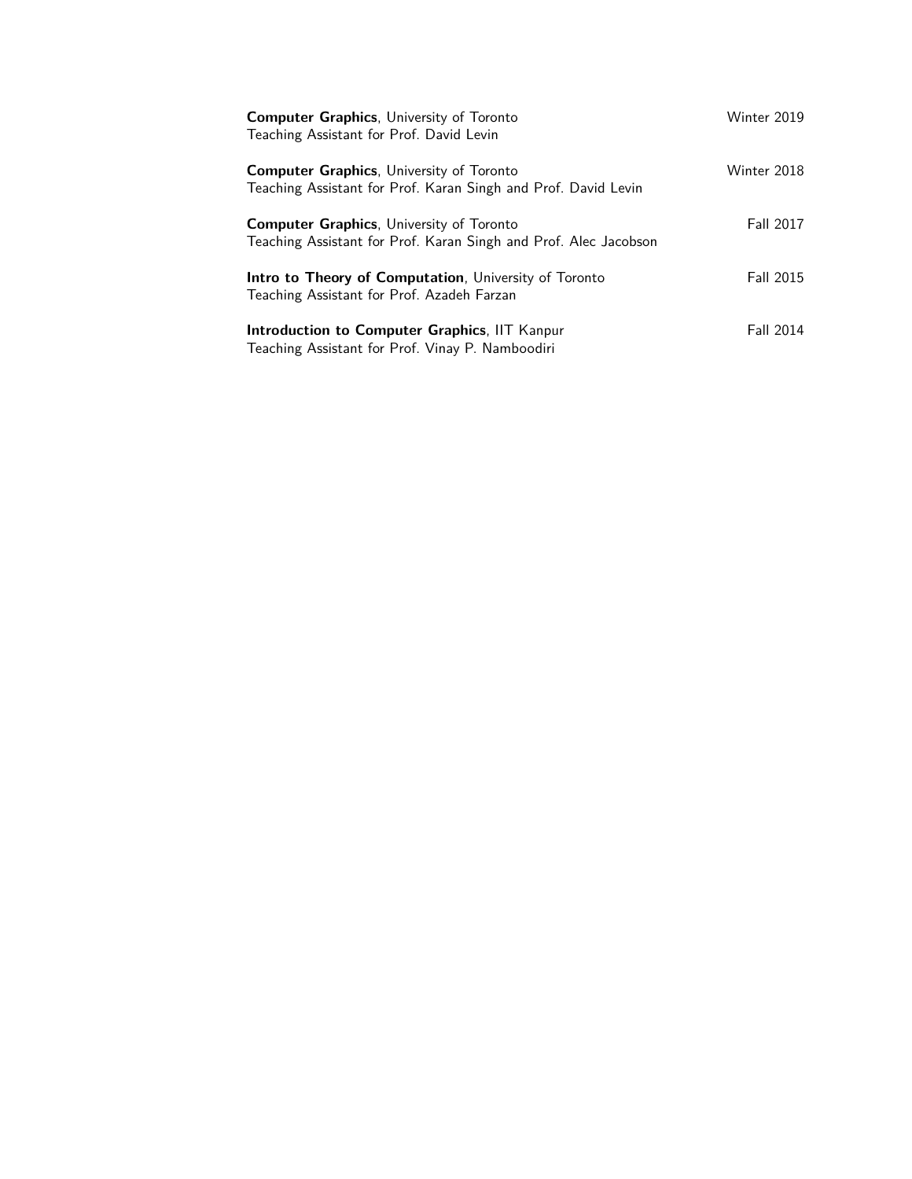**Computer Graphics**, University of Toronto — Winter 2019
Teaching Assistant for Prof. David Levin

**Computer Graphics**, University of Toronto — Winter 2018
Teaching Assistant for Prof. Karan Singh and Prof. David Levin

**Computer Graphics**, University of Toronto — Fall 2017
Teaching Assistant for Prof. Karan Singh and Prof. Alec Jacobson

**Intro to Theory of Computation**, University of Toronto — Fall 2015
Teaching Assistant for Prof. Azadeh Farzan

**Introduction to Computer Graphics**, IIT Kanpur — Fall 2014
Teaching Assistant for Prof. Vinay P. Namboodiri